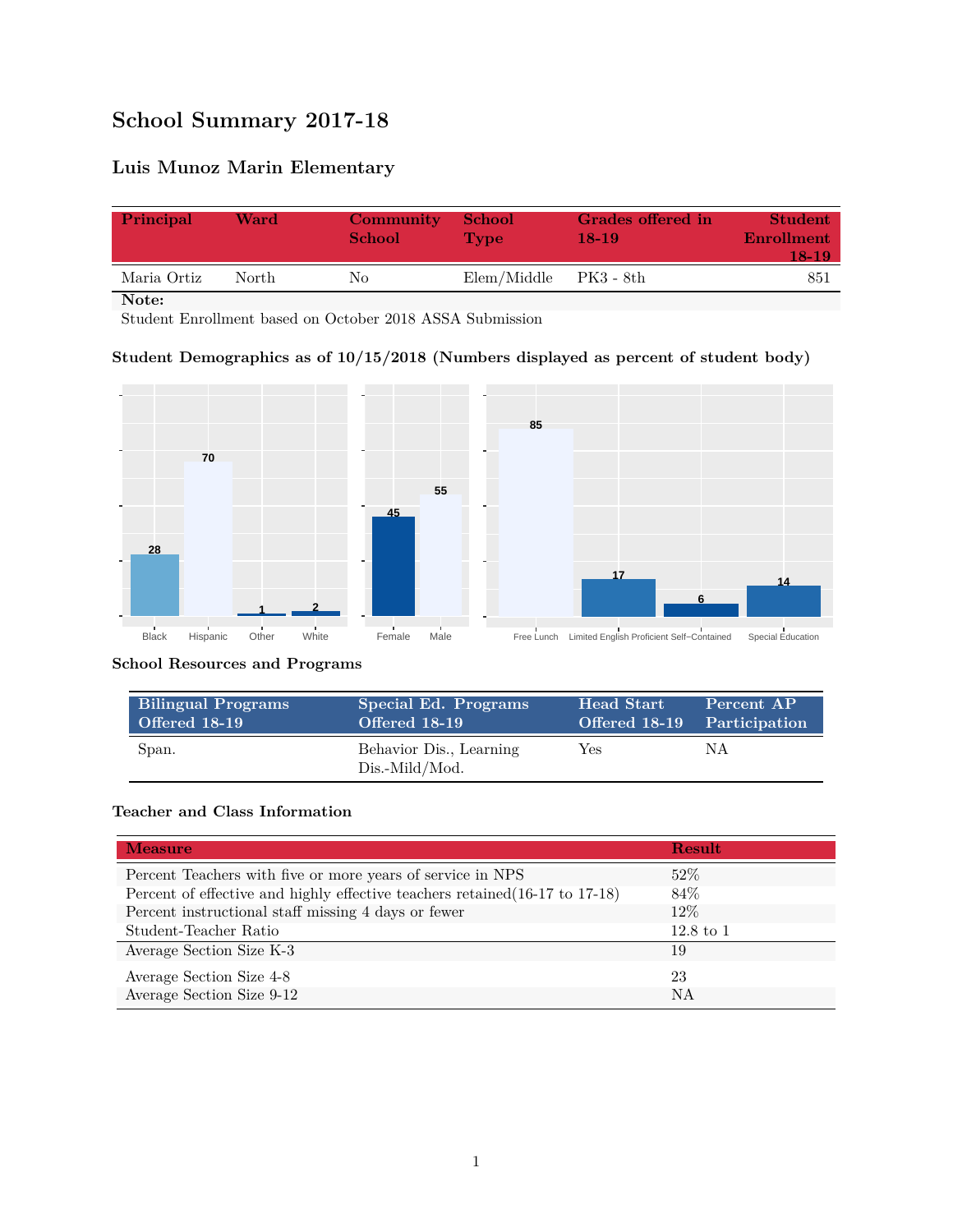# School Summary 2017-18

## Luis Munoz Marin Elementary

| Principal | Ward | Community School | School Type | Grades offered in 18-19 | Student Enrollment 18-19 |
|---|---|---|---|---|---|
| Maria Ortiz | North | No | Elem/Middle | PK3 - 8th | 851 |

**Note:**
Student Enrollment based on October 2018 ASSA Submission

### Student Demographics as of 10/15/2018 (Numbers displayed as percent of student body)

| Black | Hispanic | Other | White |
|---|---|---|---|
| 28 | 70 | 1 | 2 |

| Female | Male |
|---|---|
| 45 | 55 |

| Free Lunch | Limited English Proficient | Self-Contained | Special Education |
|---|---|---|---|
| 85 | 17 | 6 | 14 |

### School Resources and Programs

| Bilingual Programs Offered 18-19 | Special Ed. Programs Offered 18-19 | Head Start Offered 18-19 | Percent AP Participation |
|---|---|---|---|
| Span. | Behavior Dis., Learning Dis.-Mild/Mod. | Yes | NA |

### Teacher and Class Information

| Measure | Result |
|---|---|
| Percent Teachers with five or more years of service in NPS | 52% |
| Percent of effective and highly effective teachers retained(16-17 to 17-18) | 84% |
| Percent instructional staff missing 4 days or fewer | 12% |
| Student-Teacher Ratio | 12.8 to 1 |
| Average Section Size K-3 | 19 |
| Average Section Size 4-8 | 23 |
| Average Section Size 9-12 | NA |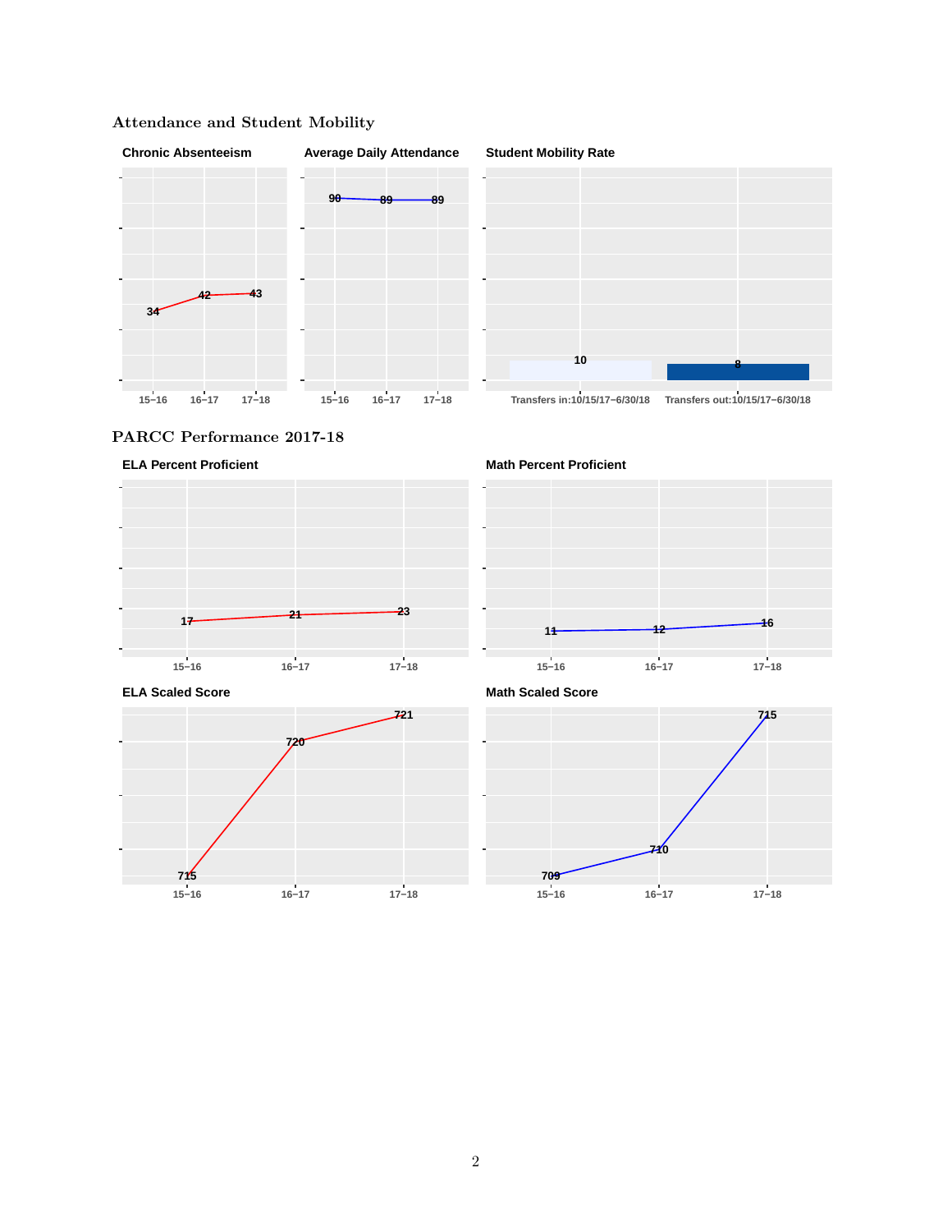## Attendance and Student Mobility

**Chronic Absenteeism**

34
42
43

15–16
16–17
17–18

**Average Daily Attendance**

90
89
89

15–16
16–17
17–18

**Student Mobility Rate**

10
8

Transfers in:10/15/17–6/30/18
Transfers out:10/15/17–6/30/18

## PARCC Performance 2017-18

**ELA Percent Proficient**

17
21
23

15–16
16–17
17–18

**Math Percent Proficient**

11
12
16

15–16
16–17
17–18

**ELA Scaled Score**

715
720
721

15–16
16–17
17–18

**Math Scaled Score**

709
710
715

15–16
16–17
17–18